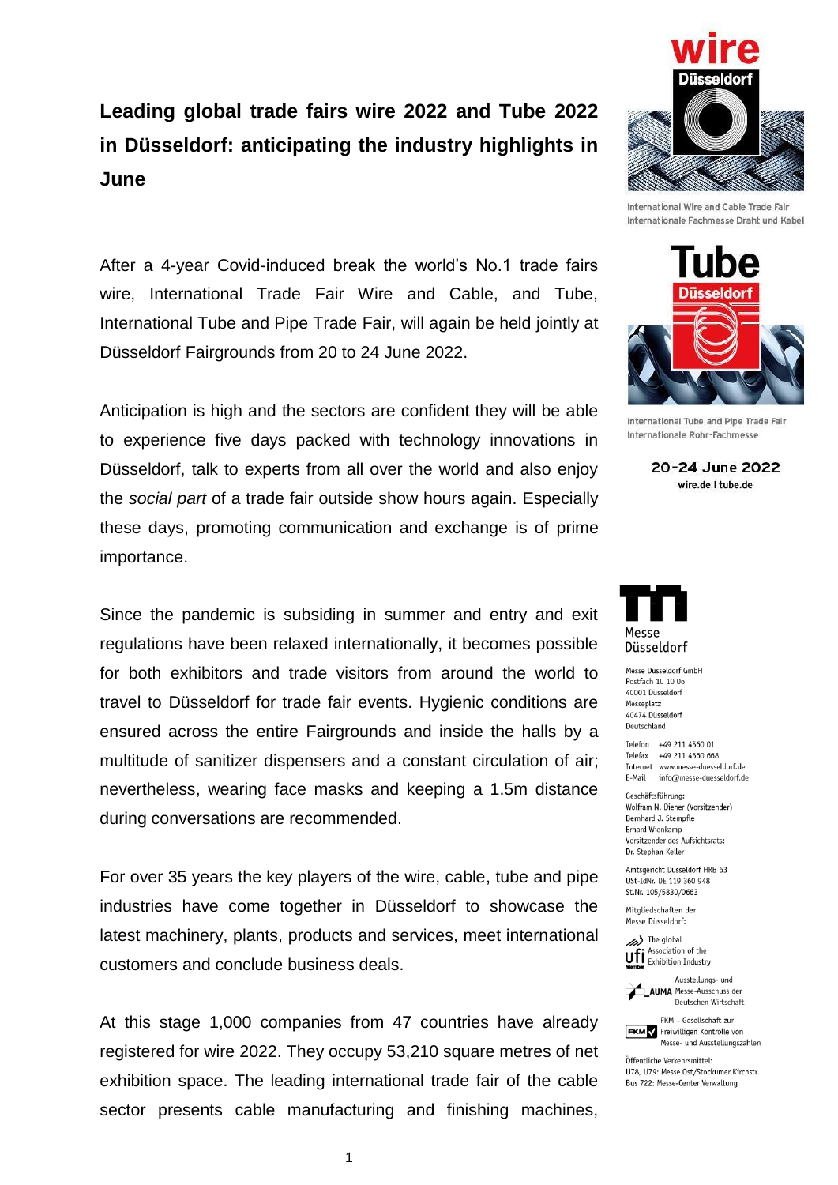# Leading global trade fairs wire 2022 and Tube 2022 in Düsseldorf: anticipating the industry highlights in June

After a 4-year Covid-induced break the world's No.1 trade fairs wire, International Trade Fair Wire and Cable, and Tube, International Tube and Pipe Trade Fair, will again be held jointly at Düsseldorf Fairgrounds from 20 to 24 June 2022.

Anticipation is high and the sectors are confident they will be able to experience five days packed with technology innovations in Düsseldorf, talk to experts from all over the world and also enjoy the *social part* of a trade fair outside show hours again. Especially these days, promoting communication and exchange is of prime importance.

Since the pandemic is subsiding in summer and entry and exit regulations have been relaxed internationally, it becomes possible for both exhibitors and trade visitors from around the world to travel to Düsseldorf for trade fair events. Hygienic conditions are ensured across the entire Fairgrounds and inside the halls by a multitude of sanitizer dispensers and a constant circulation of air; nevertheless, wearing face masks and keeping a 1.5m distance during conversations are recommended.

For over 35 years the key players of the wire, cable, tube and pipe industries have come together in Düsseldorf to showcase the latest machinery, plants, products and services, meet international customers and conclude business deals.

At this stage 1,000 companies from 47 countries have already registered for wire 2022. They occupy 53,210 square metres of net exhibition space. The leading international trade fair of the cable sector presents cable manufacturing and finishing machines,

wire Düsseldorf
International Wire and Cable Trade Fair
Internationale Fachmesse Draht und Kabel

Tube Düsseldorf
International Tube and Pipe Trade Fair
Internationale Rohr-Fachmesse

**20-24 June 2022**
wire.de I tube.de

Messe Düsseldorf

Messe Düsseldorf GmbH
Postfach 10 10 06
40001 Düsseldorf
Messeplatz
40474 Düsseldorf
Deutschland

Telefon +49 211 4560 01
Telefax +49 211 4560 668
Internet www.messe-duesseldorf.de
E-Mail info@messe-duesseldorf.de

Geschäftsführung:
Wolfram N. Diener (Vorsitzender)
Bernhard J. Stempfle
Erhard Wienkamp
Vorsitzender des Aufsichtsrats:
Dr. Stephan Keller

Amtsgericht Düsseldorf HRB 63
USt-IdNr. DE 119 360 948
St.Nr. 105/5830/0663

Mitgliedschaften der
Messe Düsseldorf:

ufi Member – The global Association of the Exhibition Industry

AUMA – Ausstellungs- und Messe-Ausschuss der Deutschen Wirtschaft

FKM – Gesellschaft zur Freiwilligen Kontrolle von Messe- und Ausstellungszahlen

Öffentliche Verkehrsmittel:
U78, U79: Messe Ost/Stockumer Kirchstr.
Bus 722: Messe-Center Verwaltung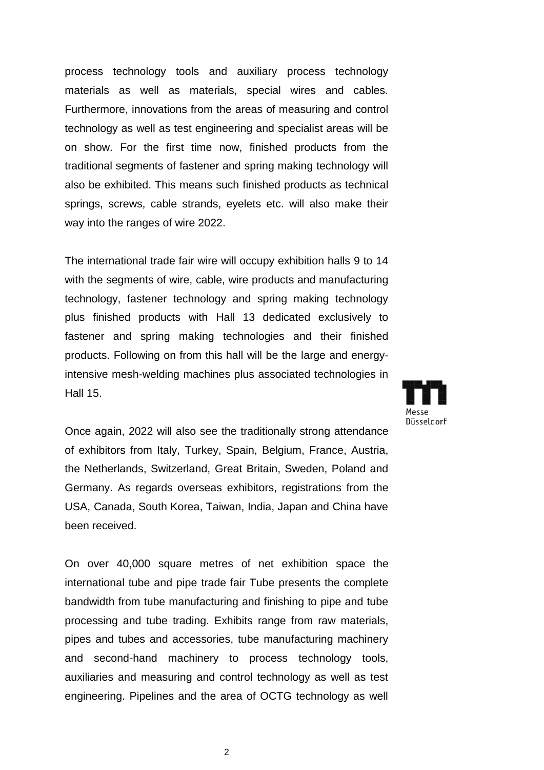process technology tools and auxiliary process technology materials as well as materials, special wires and cables. Furthermore, innovations from the areas of measuring and control technology as well as test engineering and specialist areas will be on show. For the first time now, finished products from the traditional segments of fastener and spring making technology will also be exhibited. This means such finished products as technical springs, screws, cable strands, eyelets etc. will also make their way into the ranges of wire 2022.

The international trade fair wire will occupy exhibition halls 9 to 14 with the segments of wire, cable, wire products and manufacturing technology, fastener technology and spring making technology plus finished products with Hall 13 dedicated exclusively to fastener and spring making technologies and their finished products. Following on from this hall will be the large and energy-intensive mesh-welding machines plus associated technologies in Hall 15.

Once again, 2022 will also see the traditionally strong attendance of exhibitors from Italy, Turkey, Spain, Belgium, France, Austria, the Netherlands, Switzerland, Great Britain, Sweden, Poland and Germany. As regards overseas exhibitors, registrations from the USA, Canada, South Korea, Taiwan, India, Japan and China have been received.

On over 40,000 square metres of net exhibition space the international tube and pipe trade fair Tube presents the complete bandwidth from tube manufacturing and finishing to pipe and tube processing and tube trading. Exhibits range from raw materials, pipes and tubes and accessories, tube manufacturing machinery and second-hand machinery to process technology tools, auxiliaries and measuring and control technology as well as test engineering. Pipelines and the area of OCTG technology as well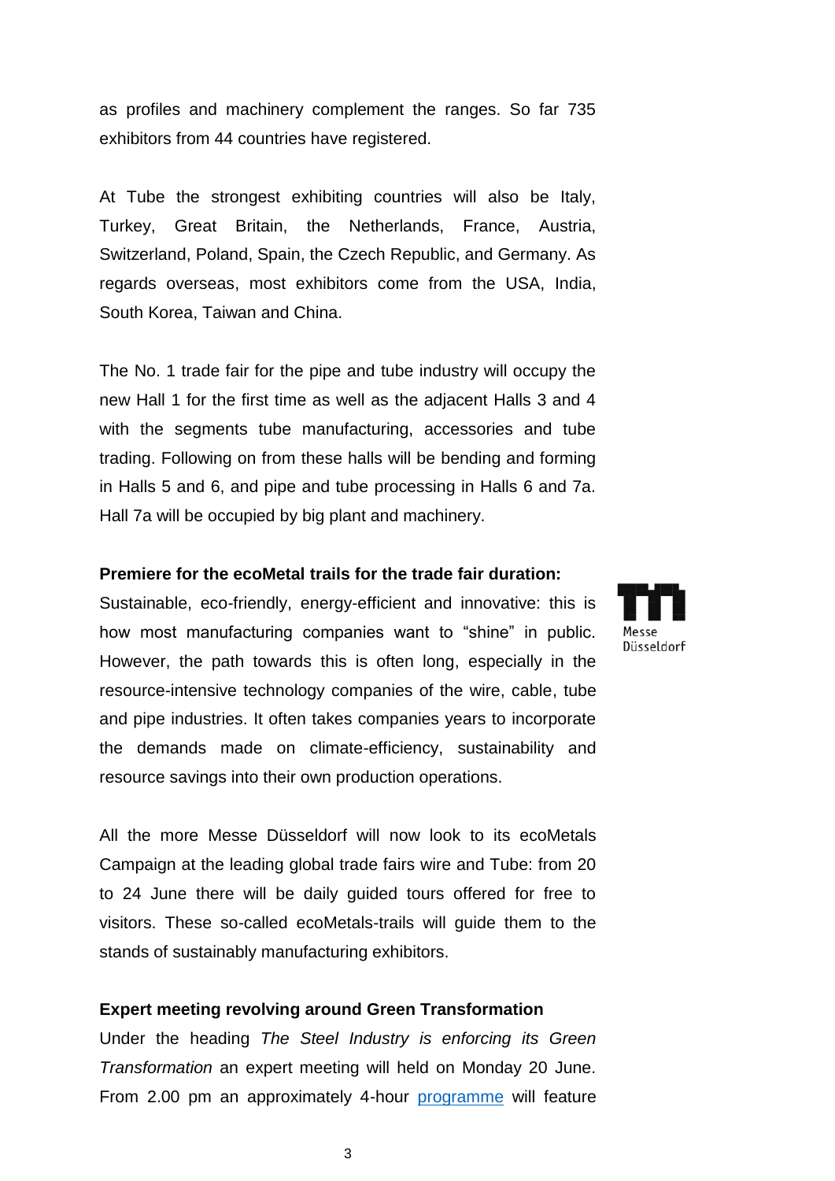as profiles and machinery complement the ranges. So far 735 exhibitors from 44 countries have registered.

At Tube the strongest exhibiting countries will also be Italy, Turkey, Great Britain, the Netherlands, France, Austria, Switzerland, Poland, Spain, the Czech Republic, and Germany. As regards overseas, most exhibitors come from the USA, India, South Korea, Taiwan and China.

The No. 1 trade fair for the pipe and tube industry will occupy the new Hall 1 for the first time as well as the adjacent Halls 3 and 4 with the segments tube manufacturing, accessories and tube trading. Following on from these halls will be bending and forming in Halls 5 and 6, and pipe and tube processing in Halls 6 and 7a. Hall 7a will be occupied by big plant and machinery.

**Premiere for the ecoMetal trails for the trade fair duration:**
Sustainable, eco-friendly, energy-efficient and innovative: this is how most manufacturing companies want to "shine" in public. However, the path towards this is often long, especially in the resource-intensive technology companies of the wire, cable, tube and pipe industries. It often takes companies years to incorporate the demands made on climate-efficiency, sustainability and resource savings into their own production operations.

All the more Messe Düsseldorf will now look to its ecoMetals Campaign at the leading global trade fairs wire and Tube: from 20 to 24 June there will be daily guided tours offered for free to visitors. These so-called ecoMetals-trails will guide them to the stands of sustainably manufacturing exhibitors.

**Expert meeting revolving around Green Transformation**
Under the heading *The Steel Industry is enforcing its Green Transformation* an expert meeting will held on Monday 20 June. From 2.00 pm an approximately 4-hour programme will feature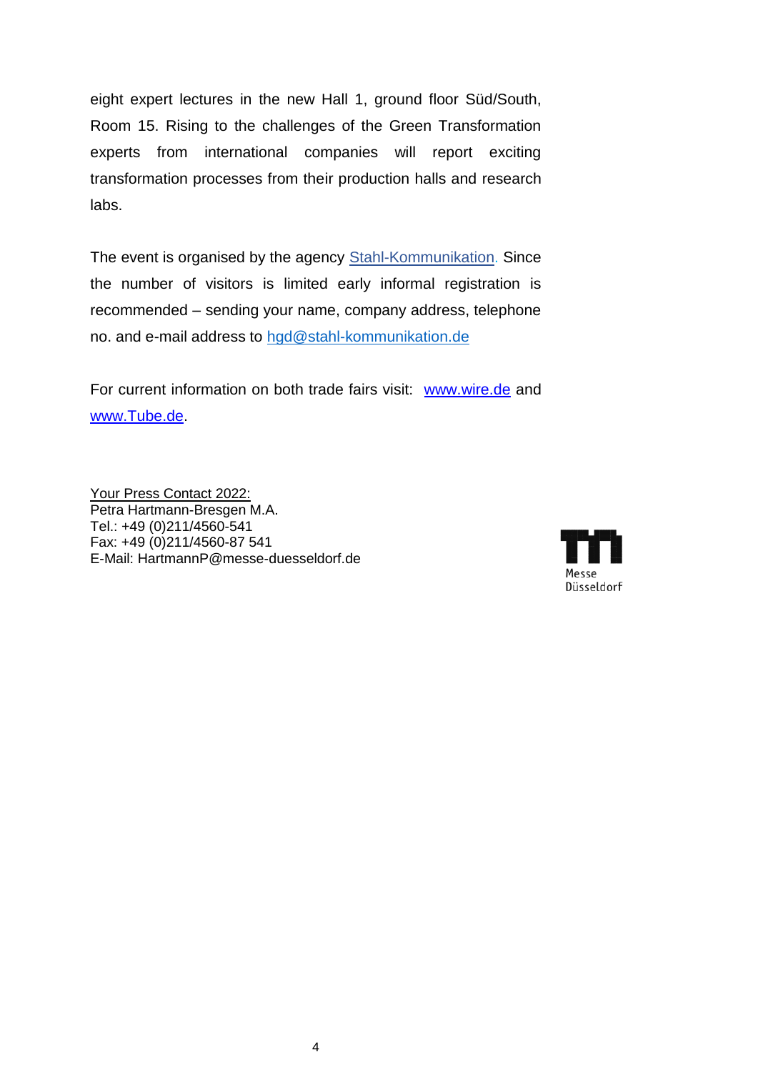eight expert lectures in the new Hall 1, ground floor Süd/South, Room 15. Rising to the challenges of the Green Transformation experts from international companies will report exciting transformation processes from their production halls and research labs.

The event is organised by the agency [Stahl-Kommunikation](Stahl-Kommunikation). Since the number of visitors is limited early informal registration is recommended – sending your name, company address, telephone no. and e-mail address to hgd@stahl-kommunikation.de

For current information on both trade fairs visit: www.wire.de and www.Tube.de.

Your Press Contact 2022:
Petra Hartmann-Bresgen M.A.
Tel.: +49 (0)211/4560-541
Fax: +49 (0)211/4560-87 541
E-Mail: HartmannP@messe-duesseldorf.de

Messe Düsseldorf